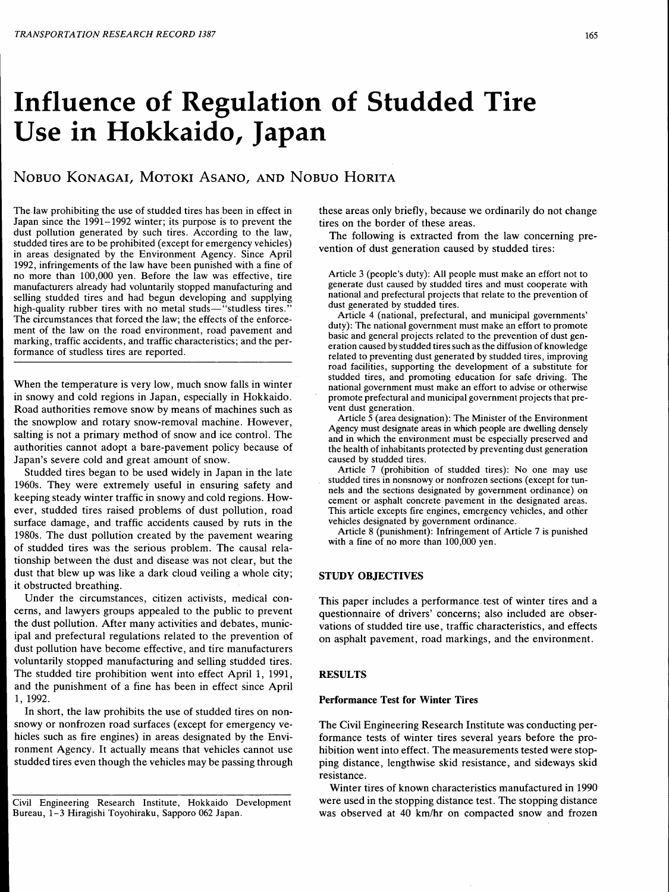# Influence of Regulation of Studded Tire Use in Hokkaido, Japan

NOBUO KONAGAI, MOTOKI ASANO, AND NOBUO HORITA

The law prohibiting the use of studded tires has been in effect in Japan since the 1991–1992 winter; its purpose is to prevent the dust pollution generated by such tires. According to the law, studded tires are to be prohibited (except for emergency vehicles) in areas designated by the Environment Agency. Since April 1992, infringements of the law have been punished with a fine of no more than 100,000 yen. Before the law was effective, tire manufacturers already had voluntarily stopped manufacturing and selling studded tires and had begun developing and supplying high-quality rubber tires with no metal studs—"studless tires." The circumstances that forced the law; the effects of the enforcement of the law on the road environment, road pavement and marking, traffic accidents, and traffic characteristics; and the performance of studless tires are reported.

When the temperature is very low, much snow falls in winter in snowy and cold regions in Japan, especially in Hokkaido. Road authorities remove snow by means of machines such as the snowplow and rotary snow-removal machine. However, salting is not a primary method of snow and ice control. The authorities cannot adopt a bare-pavement policy because of Japan's severe cold and great amount of snow.

Studded tires began to be used widely in Japan in the late 1960s. They were extremely useful in ensuring safety and keeping steady winter traffic in snowy and cold regions. However, studded tires raised problems of dust pollution, road surface damage, and traffic accidents caused by ruts in the 1980s. The dust pollution created by the pavement wearing of studded tires was the serious problem. The causal relationship between the dust and disease was not clear, but the dust that blew up was like a dark cloud veiling a whole city; it obstructed breathing.

Under the circumstances, citizen activists, medical concerns, and lawyers groups appealed to the public to prevent the dust pollution. After many activities and debates, municipal and prefectural regulations related to the prevention of dust pollution have become effective, and tire manufacturers voluntarily stopped manufacturing and selling studded tires. The studded tire prohibition went into effect April 1, 1991, and the punishment of a fine has been in effect since April 1, 1992.

In short, the law prohibits the use of studded tires on nonsnowy or nonfrozen road surfaces (except for emergency vehicles such as fire engines) in areas designated by the Environment Agency. It actually means that vehicles cannot use studded tires even though the vehicles may be passing through these areas only briefly, because we ordinarily do not change tires on the border of these areas.

The following is extracted from the law concerning prevention of dust generation caused by studded tires:

> Article 3 (people's duty): All people must make an effort not to generate dust caused by studded tires and must cooperate with national and prefectural projects that relate to the prevention of dust generated by studded tires.
>
> Article 4 (national, prefectural, and municipal governments' duty): The national government must make an effort to promote basic and general projects related to the prevention of dust generation caused by studded tires such as the diffusion of knowledge related to preventing dust generated by studded tires, improving road facilities, supporting the development of a substitute for studded tires, and promoting education for safe driving. The national government must make an effort to advise or otherwise promote prefectural and municipal government projects that prevent dust generation.
>
> Article 5 (area designation): The Minister of the Environment Agency must designate areas in which people are dwelling densely and in which the environment must be especially preserved and the health of inhabitants protected by preventing dust generation caused by studded tires.
>
> Article 7 (prohibition of studded tires): No one may use studded tires in nonsnowy or nonfrozen sections (except for tunnels and the sections designated by government ordinance) on cement or asphalt concrete pavement in the designated areas. This article excepts fire engines, emergency vehicles, and other vehicles designated by government ordinance.
>
> Article 8 (punishment): Infringement of Article 7 is punished with a fine of no more than 100,000 yen.

## STUDY OBJECTIVES

This paper includes a performance test of winter tires and a questionnaire of drivers' concerns; also included are observations of studded tire use, traffic characteristics, and effects on asphalt pavement, road markings, and the environment.

## RESULTS

### Performance Test for Winter Tires

The Civil Engineering Research Institute was conducting performance tests of winter tires several years before the prohibition went into effect. The measurements tested were stopping distance, lengthwise skid resistance, and sideways skid resistance.

Winter tires of known characteristics manufactured in 1990 were used in the stopping distance test. The stopping distance was observed at 40 km/hr on compacted snow and frozen

Civil Engineering Research Institute, Hokkaido Development Bureau, 1-3 Hiragishi Toyohiraku, Sapporo 062 Japan.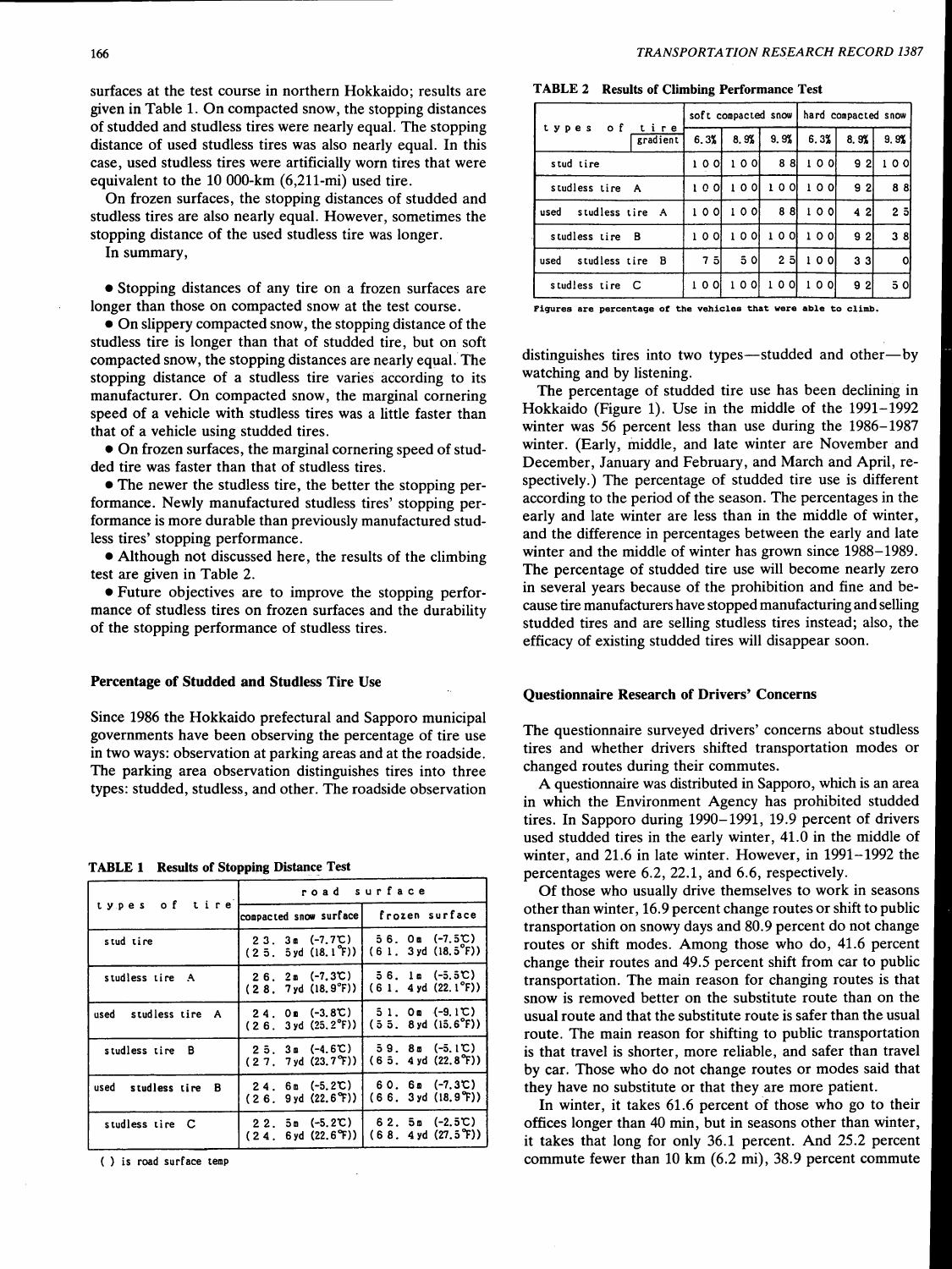surfaces at the test course in northern Hokkaido; results are given in Table 1. On compacted snow, the stopping distances of studded and studless tires were nearly equal. The stopping distance of used studless tires was also nearly equal. In this case, used studless tires were artificially worn tires that were equivalent to the 10 000-km (6,211-mi) used tire.

On frozen surfaces, the stopping distances of studded and studless tires are also nearly equal. However, sometimes the stopping distance of the used studless tire was longer.

In summary,

- Stopping distances of any tire on a frozen surfaces are longer than those on compacted snow at the test course.
- On slippery compacted snow, the stopping distance of the studless tire is longer than that of studded tire, but on soft compacted snow, the stopping distances are nearly equal. The stopping distance of a studless tire varies according to its manufacturer. On compacted snow, the marginal cornering speed of a vehicle with studless tires was a little faster than that of a vehicle using studded tires.
- On frozen surfaces, the marginal cornering speed of studded tire was faster than that of studless tires.
- The newer the studless tire, the better the stopping performance. Newly manufactured studless tires' stopping performance is more durable than previously manufactured studless tires' stopping performance.
- Although not discussed here, the results of the climbing test are given in Table 2.
- Future objectives are to improve the stopping performance of studless tires on frozen surfaces and the durability of the stopping performance of studless tires.

### Percentage of Studded and Studless Tire Use

Since 1986 the Hokkaido prefectural and Sapporo municipal governments have been observing the percentage of tire use in two ways: observation at parking areas and at the roadside. The parking area observation distinguishes tires into three types: studded, studless, and other. The roadside observation distinguishes tires into two types—studded and other—by watching and by listening.

**TABLE 1 Results of Stopping Distance Test**

| types of tire | road surface: compacted snow surface | road surface: frozen surface |
|---|---|---|
| stud tire | 23.3m (-7.7℃) (25.5yd (18.1°F)) | 56.0m (-7.5℃) (61.3yd (18.5°F)) |
| studless tire A | 26.2m (-7.3℃) (28.7yd (18.9°F)) | 56.1m (-5.5℃) (61.4yd (22.1°F)) |
| used studless tire A | 24.0m (-3.8℃) (26.3yd (25.2°F)) | 51.0m (-9.1℃) (55.8yd (15.6°F)) |
| studless tire B | 25.3m (-4.6℃) (27.7yd (23.7°F)) | 59.8m (-5.1℃) (65.4yd (22.8°F)) |
| used studless tire B | 24.6m (-5.2℃) (26.9yd (22.6°F)) | 60.6m (-7.3℃) (66.3yd (18.9°F)) |
| studless tire C | 22.5m (-5.2℃) (24.6yd (22.6°F)) | 62.5m (-2.5℃) (68.4yd (27.5°F)) |

( ) is road surface temp

**TABLE 2 Results of Climbing Performance Test**

| types of tire / gradient | soft compacted snow 6.3% | soft compacted snow 8.9% | soft compacted snow 9.9% | hard compacted snow 6.3% | hard compacted snow 8.9% | hard compacted snow 9.9% |
|---|---|---|---|---|---|---|
| stud tire | 100 | 100 | 88 | 100 | 92 | 100 |
| studless tire A | 100 | 100 | 100 | 100 | 92 | 88 |
| used studless tire A | 100 | 100 | 88 | 100 | 42 | 25 |
| studless tire B | 100 | 100 | 100 | 100 | 92 | 38 |
| used studless tire B | 75 | 50 | 25 | 100 | 33 | 0 |
| studless tire C | 100 | 100 | 100 | 100 | 92 | 50 |

Figures are percentage of the vehicles that were able to climb.

The percentage of studded tire use has been declining in Hokkaido (Figure 1). Use in the middle of the 1991–1992 winter was 56 percent less than use during the 1986–1987 winter. (Early, middle, and late winter are November and December, January and February, and March and April, respectively.) The percentage of studded tire use is different according to the period of the season. The percentages in the early and late winter are less than in the middle of winter, and the difference in percentages between the early and late winter and the middle of winter has grown since 1988–1989. The percentage of studded tire use will become nearly zero in several years because of the prohibition and fine and because tire manufacturers have stopped manufacturing and selling studded tires and are selling studless tires instead; also, the efficacy of existing studded tires will disappear soon.

### Questionnaire Research of Drivers' Concerns

The questionnaire surveyed drivers' concerns about studless tires and whether drivers shifted transportation modes or changed routes during their commutes.

A questionnaire was distributed in Sapporo, which is an area in which the Environment Agency has prohibited studded tires. In Sapporo during 1990–1991, 19.9 percent of drivers used studded tires in the early winter, 41.0 in the middle of winter, and 21.6 in late winter. However, in 1991–1992 the percentages were 6.2, 22.1, and 6.6, respectively.

Of those who usually drive themselves to work in seasons other than winter, 16.9 percent change routes or shift to public transportation on snowy days and 80.9 percent do not change routes or shift modes. Among those who do, 41.6 percent change their routes and 49.5 percent shift from car to public transportation. The main reason for changing routes is that snow is removed better on the substitute route than on the usual route and that the substitute route is safer than the usual route. The main reason for shifting to public transportation is that travel is shorter, more reliable, and safer than travel by car. Those who do not change routes or modes said that they have no substitute or that they are more patient.

In winter, it takes 61.6 percent of those who go to their offices longer than 40 min, but in seasons other than winter, it takes that long for only 36.1 percent. And 25.2 percent commute fewer than 10 km (6.2 mi), 38.9 percent commute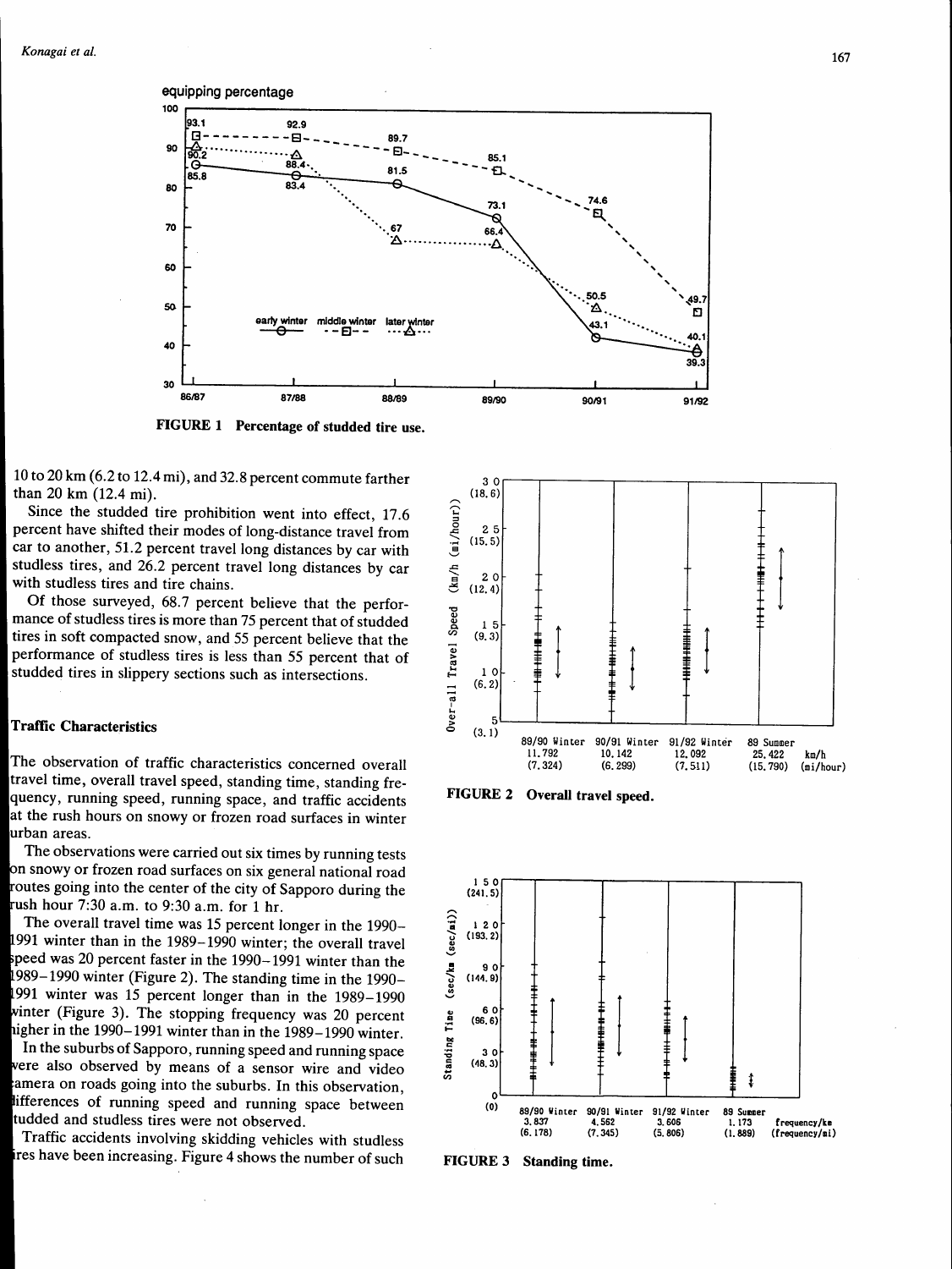FIGURE 1 Percentage of studded tire use.

10 to 20 km (6.2 to 12.4 mi), and 32.8 percent commute farther than 20 km (12.4 mi).

Since the studded tire prohibition went into effect, 17.6 percent have shifted their modes of long-distance travel from car to another, 51.2 percent travel long distances by car with studless tires, and 26.2 percent travel long distances by car with studless tires and tire chains.

Of those surveyed, 68.7 percent believe that the performance of studless tires is more than 75 percent that of studded tires in soft compacted snow, and 55 percent believe that the performance of studless tires is less than 55 percent that of studded tires in slippery sections such as intersections.

### Traffic Characteristics

The observation of traffic characteristics concerned overall travel time, overall travel speed, standing time, standing frequency, running speed, running space, and traffic accidents at the rush hours on snowy or frozen road surfaces in winter urban areas.

The observations were carried out six times by running tests on snowy or frozen road surfaces on six general national road routes going into the center of the city of Sapporo during the rush hour 7:30 a.m. to 9:30 a.m. for 1 hr.

The overall travel time was 15 percent longer in the 1990–1991 winter than in the 1989–1990 winter; the overall travel speed was 20 percent faster in the 1990–1991 winter than the 1989–1990 winter (Figure 2). The standing time in the 1990–1991 winter was 15 percent longer than in the 1989–1990 winter (Figure 3). The stopping frequency was 20 percent higher in the 1990–1991 winter than in the 1989–1990 winter.

In the suburbs of Sapporo, running speed and running space were also observed by means of a sensor wire and video camera on roads going into the suburbs. In this observation, differences of running speed and running space between studded and studless tires were not observed.

Traffic accidents involving skidding vehicles with studless tires have been increasing. Figure 4 shows the number of such

FIGURE 2 Overall travel speed.

FIGURE 3 Standing time.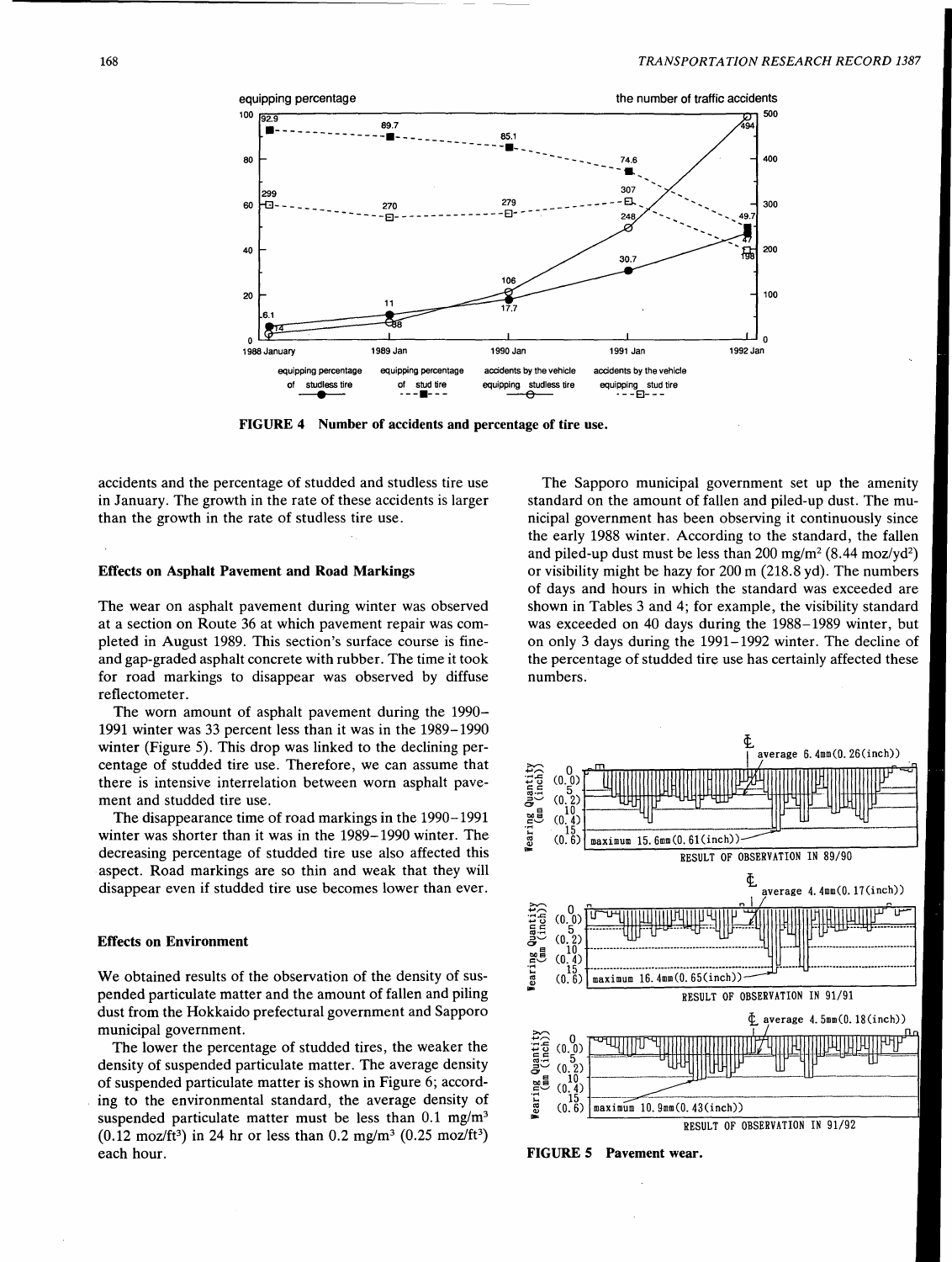FIGURE 4 Number of accidents and percentage of tire use.

accidents and the percentage of studded and studless tire use in January. The growth in the rate of these accidents is larger than the growth in the rate of studless tire use.

### Effects on Asphalt Pavement and Road Markings

The wear on asphalt pavement during winter was observed at a section on Route 36 at which pavement repair was completed in August 1989. This section's surface course is fine- and gap-graded asphalt concrete with rubber. The time it took for road markings to disappear was observed by diffuse reflectometer.

The worn amount of asphalt pavement during the 1990–1991 winter was 33 percent less than it was in the 1989–1990 winter (Figure 5). This drop was linked to the declining percentage of studded tire use. Therefore, we can assume that there is intensive interrelation between worn asphalt pavement and studded tire use.

The disappearance time of road markings in the 1990–1991 winter was shorter than it was in the 1989–1990 winter. The decreasing percentage of studded tire use also affected this aspect. Road markings are so thin and weak that they will disappear even if studded tire use becomes lower than ever.

### Effects on Environment

We obtained results of the observation of the density of suspended particulate matter and the amount of fallen and piling dust from the Hokkaido prefectural government and Sapporo municipal government.

The lower the percentage of studded tires, the weaker the density of suspended particulate matter. The average density of suspended particulate matter is shown in Figure 6; according to the environmental standard, the average density of suspended particulate matter must be less than 0.1 mg/m$^3$ (0.12 moz/ft$^3$) in 24 hr or less than 0.2 mg/m$^3$ (0.25 moz/ft$^3$) each hour.

The Sapporo municipal government set up the amenity standard on the amount of fallen and piled-up dust. The municipal government has been observing it continuously since the early 1988 winter. According to the standard, the fallen and piled-up dust must be less than 200 mg/m$^2$ (8.44 moz/yd$^2$) or visibility might be hazy for 200 m (218.8 yd). The numbers of days and hours in which the standard was exceeded are shown in Tables 3 and 4; for example, the visibility standard was exceeded on 40 days during the 1988–1989 winter, but on only 3 days during the 1991–1992 winter. The decline of the percentage of studded tire use has certainly affected these numbers.

FIGURE 5 Pavement wear.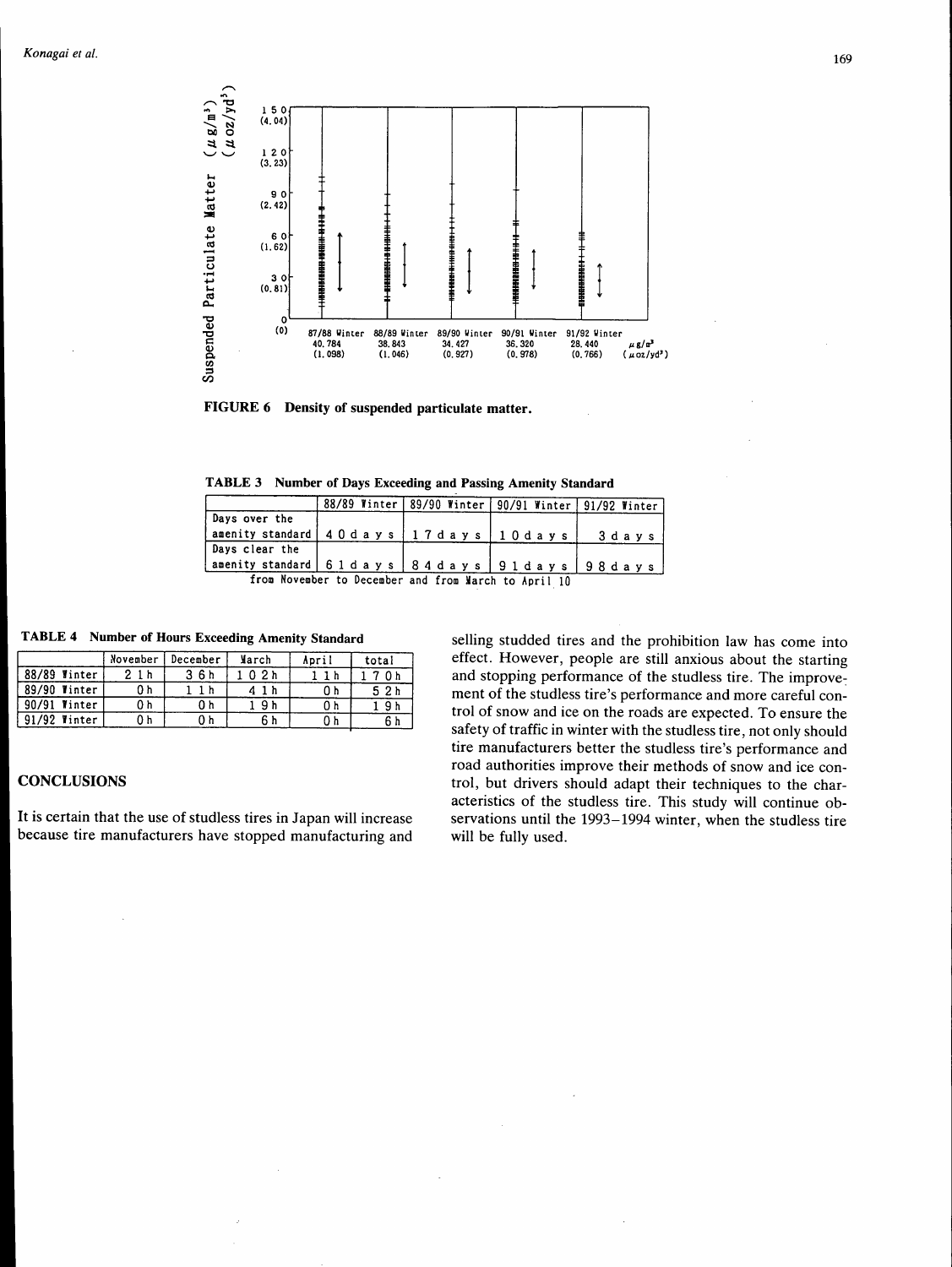Suspended Particulate Matter ($\mu g/m^3$) ($\mu oz/yd^3$)

150 (4.04)
120 (3.23)
90 (2.42)
60 (1.62)
30 (0.81)
0 (0)

87/88 Winter 40.784 (1.098)
88/89 Winter 38.843 (1.046)
89/90 Winter 34.427 (0.927)
90/91 Winter 36.320 (0.978)
91/92 Winter 28.440 (0.766)
$\mu g/m^3$ ($\mu oz/yd^3$)

**FIGURE 6 Density of suspended particulate matter.**

**TABLE 3 Number of Days Exceeding and Passing Amenity Standard**

| | 88/89 Winter | 89/90 Winter | 90/91 Winter | 91/92 Winter |
|---|---|---|---|---|
| Days over the amenity standard | 40days | 17days | 10days | 3days |
| Days clear the amenity standard | 61days | 84days | 91days | 98days |

from November to December and from March to April 10

**TABLE 4 Number of Hours Exceeding Amenity Standard**

| | November | December | March | April | total |
|---|---|---|---|---|---|
| 88/89 Winter | 21h | 36h | 102h | 11h | 170h |
| 89/90 Winter | 0h | 11h | 41h | 0h | 52h |
| 90/91 Winter | 0h | 0h | 19h | 0h | 19h |
| 91/92 Winter | 0h | 0h | 6h | 0h | 6h |

## CONCLUSIONS

It is certain that the use of studless tires in Japan will increase because tire manufacturers have stopped manufacturing and selling studded tires and the prohibition law has come into effect. However, people are still anxious about the starting and stopping performance of the studless tire. The improvement of the studless tire's performance and more careful control of snow and ice on the roads are expected. To ensure the safety of traffic in winter with the studless tire, not only should tire manufacturers better the studless tire's performance and road authorities improve their methods of snow and ice control, but drivers should adapt their techniques to the characteristics of the studless tire. This study will continue observations until the 1993–1994 winter, when the studless tire will be fully used.